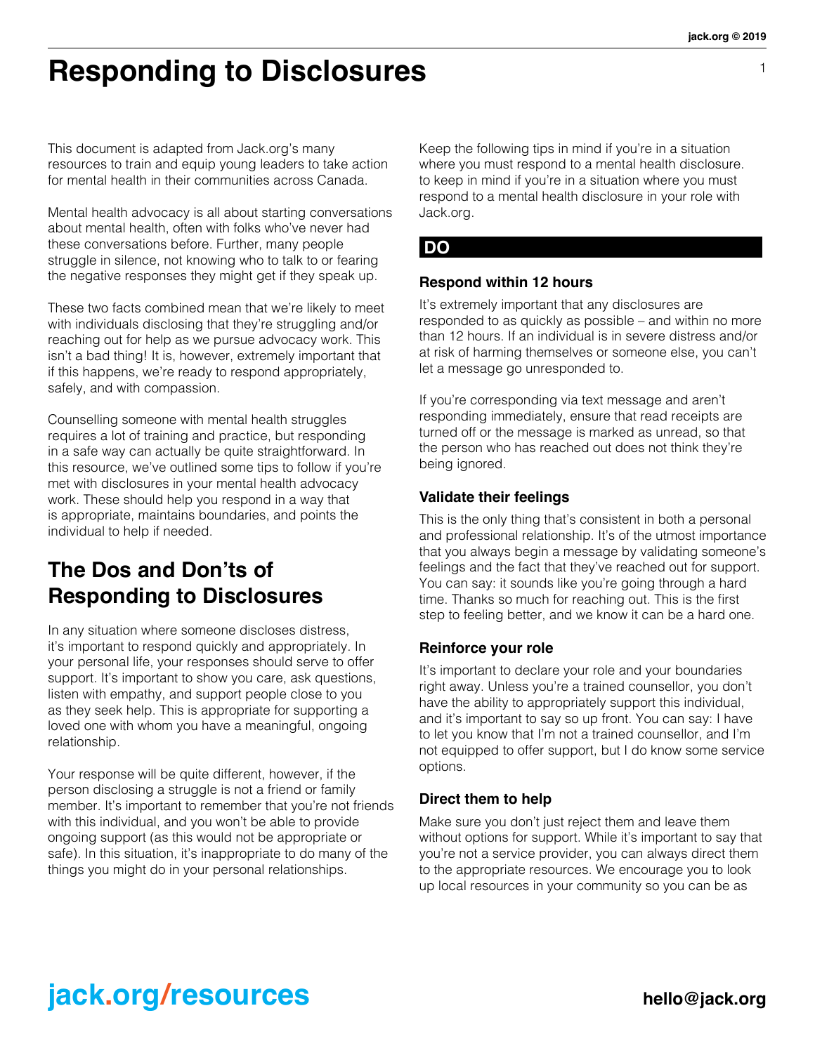# Responding to Disclosures

This document is adapted from Jack.org's many resources to train and equip young leaders to take action for mental health in their communities across Canada.

Mental health advocacy is all about starting conversations about mental health, often with folks who've never had these conversations before. Further, many people struggle in silence, not knowing who to talk to or fearing the negative responses they might get if they speak up.

These two facts combined mean that we're likely to meet with individuals disclosing that they're struggling and/or reaching out for help as we pursue advocacy work. This isn't a bad thing! It is, however, extremely important that if this happens, we're ready to respond appropriately, safely, and with compassion.

Counselling someone with mental health struggles requires a lot of training and practice, but responding in a safe way can actually be quite straightforward. In this resource, we've outlined some tips to follow if you're met with disclosures in your mental health advocacy work. These should help you respond in a way that is appropriate, maintains boundaries, and points the individual to help if needed.

## The Dos and Don'ts of Responding to Disclosures

In any situation where someone discloses distress, it's important to respond quickly and appropriately. In your personal life, your responses should serve to offer support. It's important to show you care, ask questions, listen with empathy, and support people close to you as they seek help. This is appropriate for supporting a loved one with whom you have a meaningful, ongoing relationship.

Your response will be quite different, however, if the person disclosing a struggle is not a friend or family member. It's important to remember that you're not friends with this individual, and you won't be able to provide ongoing support (as this would not be appropriate or safe). In this situation, it's inappropriate to do many of the things you might do in your personal relationships.

Keep the following tips in mind if you're in a situation where you must respond to a mental health disclosure. to keep in mind if you're in a situation where you must respond to a mental health disclosure in your role with Jack.org.

## DO

### Respond within 12 hours

It's extremely important that any disclosures are responded to as quickly as possible – and within no more than 12 hours. If an individual is in severe distress and/or at risk of harming themselves or someone else, you can't let a message go unresponded to.

If you're corresponding via text message and aren't responding immediately, ensure that read receipts are turned off or the message is marked as unread, so that the person who has reached out does not think they're being ignored.

### Validate their feelings

This is the only thing that's consistent in both a personal and professional relationship. It's of the utmost importance that you always begin a message by validating someone's feelings and the fact that they've reached out for support. You can say: it sounds like you're going through a hard time. Thanks so much for reaching out. This is the first step to feeling better, and we know it can be a hard one.

### Reinforce your role

It's important to declare your role and your boundaries right away. Unless you're a trained counsellor, you don't have the ability to appropriately support this individual, and it's important to say so up front. You can say: I have to let you know that I'm not a trained counsellor, and I'm not equipped to offer support, but I do know some service options.

### Direct them to help

Make sure you don't just reject them and leave them without options for support. While it's important to say that you're not a service provider, you can always direct them to the appropriate resources. We encourage you to look up local resources in your community so you can be as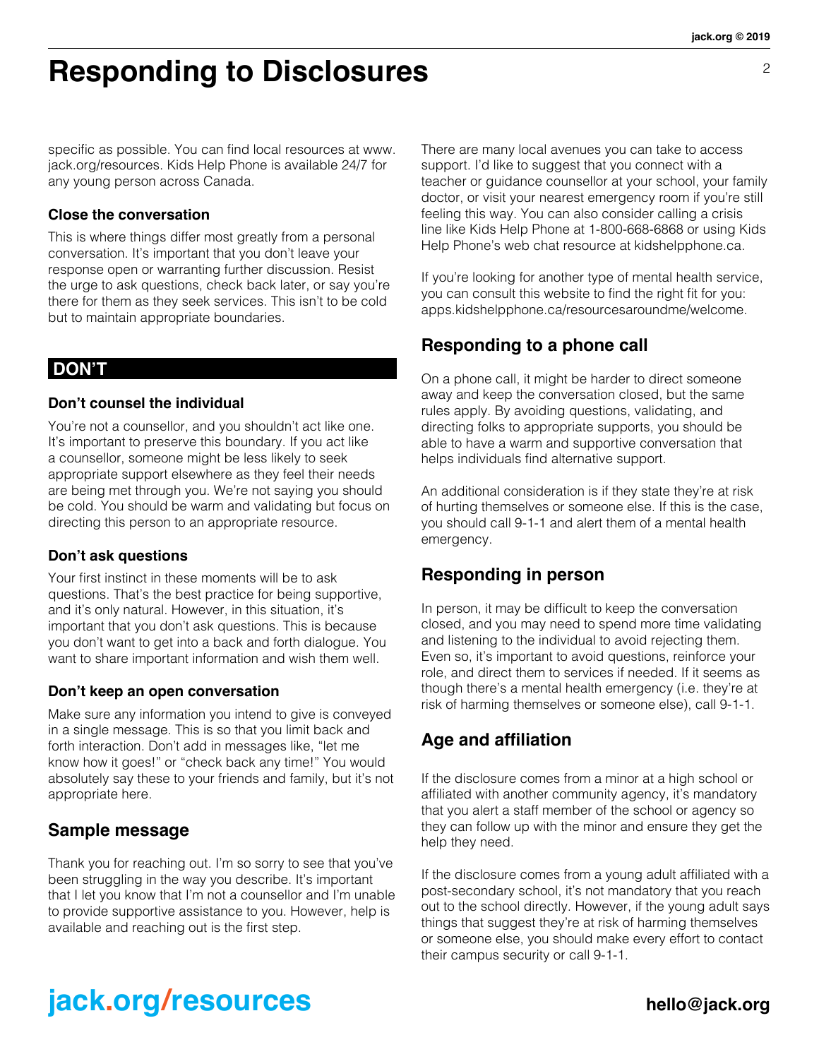specific as possible. You can find local resources at www.jack.org/resources. Kids Help Phone is available 24/7 for any young person across Canada.

### Close the conversation

This is where things differ most greatly from a personal conversation. It's important that you don't leave your response open or warranting further discussion. Resist the urge to ask questions, check back later, or say you're there for them as they seek services. This isn't to be cold but to maintain appropriate boundaries.

## DON'T

### Don't counsel the individual

You're not a counsellor, and you shouldn't act like one. It's important to preserve this boundary. If you act like a counsellor, someone might be less likely to seek appropriate support elsewhere as they feel their needs are being met through you. We're not saying you should be cold. You should be warm and validating but focus on directing this person to an appropriate resource.

### Don't ask questions

Your first instinct in these moments will be to ask questions. That's the best practice for being supportive, and it's only natural. However, in this situation, it's important that you don't ask questions. This is because you don't want to get into a back and forth dialogue. You want to share important information and wish them well.

### Don't keep an open conversation

Make sure any information you intend to give is conveyed in a single message. This is so that you limit back and forth interaction. Don't add in messages like, "let me know how it goes!" or "check back any time!" You would absolutely say these to your friends and family, but it's not appropriate here.

## Sample message

Thank you for reaching out. I'm so sorry to see that you've been struggling in the way you describe. It's important that I let you know that I'm not a counsellor and I'm unable to provide supportive assistance to you. However, help is available and reaching out is the first step.

There are many local avenues you can take to access support. I'd like to suggest that you connect with a teacher or guidance counsellor at your school, your family doctor, or visit your nearest emergency room if you're still feeling this way. You can also consider calling a crisis line like Kids Help Phone at 1-800-668-6868 or using Kids Help Phone's web chat resource at kidshelpphone.ca.

If you're looking for another type of mental health service, you can consult this website to find the right fit for you: apps.kidshelpphone.ca/resourcesaroundme/welcome.

## Responding to a phone call

On a phone call, it might be harder to direct someone away and keep the conversation closed, but the same rules apply. By avoiding questions, validating, and directing folks to appropriate supports, you should be able to have a warm and supportive conversation that helps individuals find alternative support.

An additional consideration is if they state they're at risk of hurting themselves or someone else. If this is the case, you should call 9-1-1 and alert them of a mental health emergency.

## Responding in person

In person, it may be difficult to keep the conversation closed, and you may need to spend more time validating and listening to the individual to avoid rejecting them. Even so, it's important to avoid questions, reinforce your role, and direct them to services if needed. If it seems as though there's a mental health emergency (i.e. they're at risk of harming themselves or someone else), call 9-1-1.

## Age and affiliation

If the disclosure comes from a minor at a high school or affiliated with another community agency, it's mandatory that you alert a staff member of the school or agency so they can follow up with the minor and ensure they get the help they need.

If the disclosure comes from a young adult affiliated with a post-secondary school, it's not mandatory that you reach out to the school directly. However, if the young adult says things that suggest they're at risk of harming themselves or someone else, you should make every effort to contact their campus security or call 9-1-1.

jack.org/resources

hello@jack.org